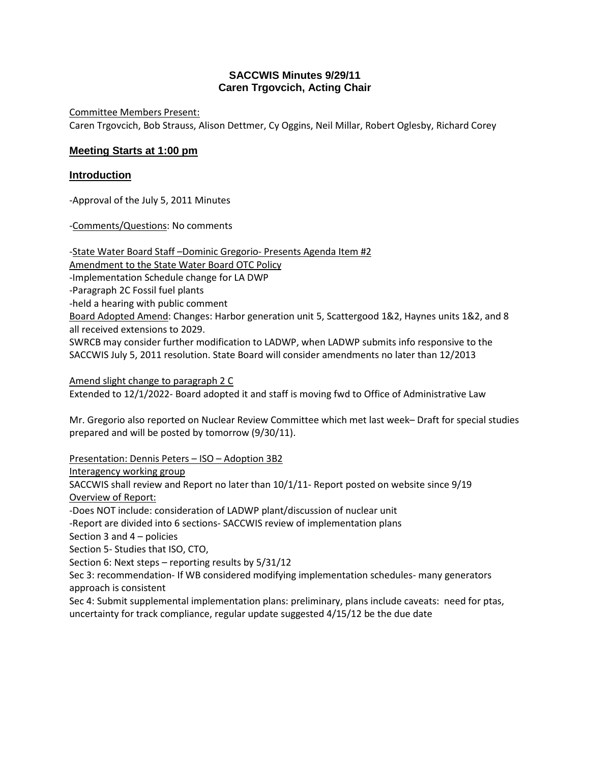**SACCWIS Minutes 9/29/11**
**Caren Trgovcich, Acting Chair**

Committee Members Present:
Caren Trgovcich, Bob Strauss, Alison Dettmer, Cy Oggins, Neil Millar, Robert Oglesby, Richard Corey

## Meeting Starts at 1:00 pm

## Introduction

-Approval of the July 5, 2011 Minutes

-Comments/Questions: No comments

-State Water Board Staff –Dominic Gregorio- Presents Agenda Item #2
Amendment to the State Water Board OTC Policy
-Implementation Schedule change for LA DWP
-Paragraph 2C Fossil fuel plants
-held a hearing with public comment
Board Adopted Amend: Changes: Harbor generation unit 5, Scattergood 1&2, Haynes units 1&2, and 8 all received extensions to 2029.
SWRCB may consider further modification to LADWP, when LADWP submits info responsive to the SACCWIS July 5, 2011 resolution. State Board will consider amendments no later than 12/2013

Amend slight change to paragraph 2 C
Extended to 12/1/2022- Board adopted it and staff is moving fwd to Office of Administrative Law

Mr. Gregorio also reported on Nuclear Review Committee which met last week– Draft for special studies prepared and will be posted by tomorrow (9/30/11).

Presentation: Dennis Peters – ISO – Adoption 3B2
Interagency working group
SACCWIS shall review and Report no later than 10/1/11- Report posted on website since 9/19
Overview of Report:
-Does NOT include: consideration of LADWP plant/discussion of nuclear unit
-Report are divided into 6 sections- SACCWIS review of implementation plans
Section 3 and 4 – policies
Section 5- Studies that ISO, CTO,
Section 6: Next steps – reporting results by 5/31/12
Sec 3: recommendation- If WB considered modifying implementation schedules- many generators approach is consistent
Sec 4: Submit supplemental implementation plans: preliminary, plans include caveats: need for ptas, uncertainty for track compliance, regular update suggested 4/15/12 be the due date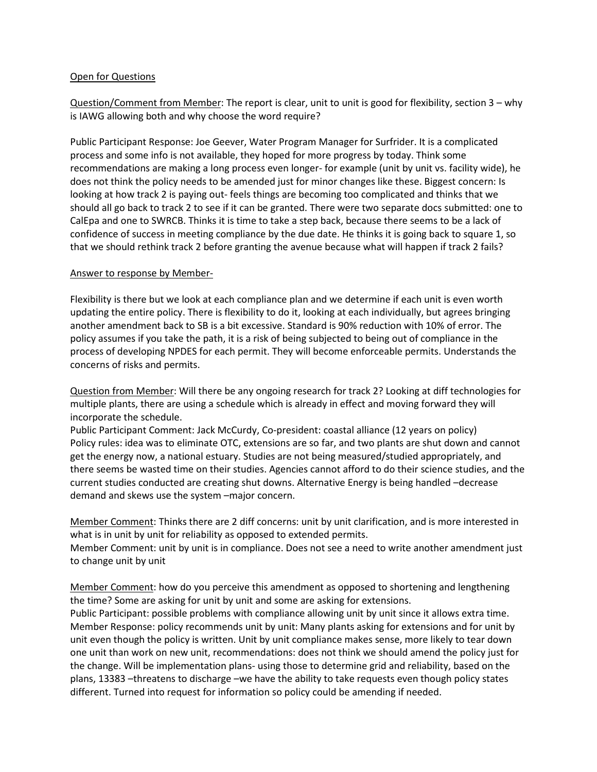Open for Questions

Question/Comment from Member: The report is clear, unit to unit is good for flexibility, section 3 – why is IAWG allowing both and why choose the word require?

Public Participant Response: Joe Geever, Water Program Manager for Surfrider. It is a complicated process and some info is not available, they hoped for more progress by today. Think some recommendations are making a long process even longer- for example (unit by unit vs. facility wide), he does not think the policy needs to be amended just for minor changes like these. Biggest concern: Is looking at how track 2 is paying out- feels things are becoming too complicated and thinks that we should all go back to track 2 to see if it can be granted. There were two separate docs submitted: one to CalEpa and one to SWRCB. Thinks it is time to take a step back, because there seems to be a lack of confidence of success in meeting compliance by the due date. He thinks it is going back to square 1, so that we should rethink track 2 before granting the avenue because what will happen if track 2 fails?

Answer to response by Member-

Flexibility is there but we look at each compliance plan and we determine if each unit is even worth updating the entire policy. There is flexibility to do it, looking at each individually, but agrees bringing another amendment back to SB is a bit excessive. Standard is 90% reduction with 10% of error. The policy assumes if you take the path, it is a risk of being subjected to being out of compliance in the process of developing NPDES for each permit. They will become enforceable permits. Understands the concerns of risks and permits.

Question from Member: Will there be any ongoing research for track 2? Looking at diff technologies for multiple plants, there are using a schedule which is already in effect and moving forward they will incorporate the schedule.

Public Participant Comment: Jack McCurdy, Co-president: coastal alliance (12 years on policy) Policy rules: idea was to eliminate OTC, extensions are so far, and two plants are shut down and cannot get the energy now, a national estuary. Studies are not being measured/studied appropriately, and there seems be wasted time on their studies. Agencies cannot afford to do their science studies, and the current studies conducted are creating shut downs. Alternative Energy is being handled –decrease demand and skews use the system –major concern.

Member Comment: Thinks there are 2 diff concerns: unit by unit clarification, and is more interested in what is in unit by unit for reliability as opposed to extended permits.

Member Comment: unit by unit is in compliance. Does not see a need to write another amendment just to change unit by unit

Member Comment: how do you perceive this amendment as opposed to shortening and lengthening the time? Some are asking for unit by unit and some are asking for extensions.

Public Participant: possible problems with compliance allowing unit by unit since it allows extra time.

Member Response: policy recommends unit by unit: Many plants asking for extensions and for unit by unit even though the policy is written. Unit by unit compliance makes sense, more likely to tear down one unit than work on new unit, recommendations: does not think we should amend the policy just for the change. Will be implementation plans- using those to determine grid and reliability, based on the plans, 13383 –threatens to discharge –we have the ability to take requests even though policy states different. Turned into request for information so policy could be amending if needed.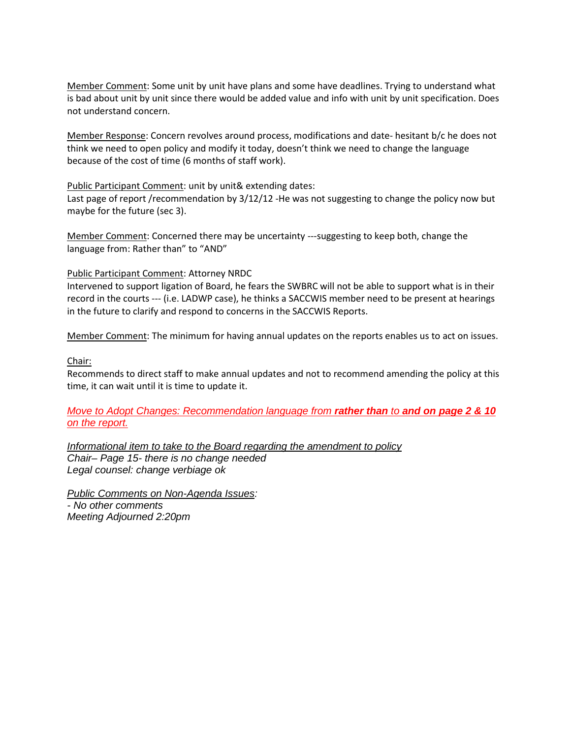<u>Member Comment</u>: Some unit by unit have plans and some have deadlines. Trying to understand what is bad about unit by unit since there would be added value and info with unit by unit specification. Does not understand concern.

<u>Member Response</u>: Concern revolves around process, modifications and date- hesitant b/c he does not think we need to open policy and modify it today, doesn't think we need to change the language because of the cost of time (6 months of staff work).

<u>Public Participant Comment</u>: unit by unit& extending dates:
Last page of report /recommendation by 3/12/12 -He was not suggesting to change the policy now but maybe for the future (sec 3).

<u>Member Comment</u>: Concerned there may be uncertainty ---suggesting to keep both, change the language from: Rather than" to "AND"

<u>Public Participant Comment</u>: Attorney NRDC
Intervened to support ligation of Board, he fears the SWBRC will not be able to support what is in their record in the courts --- (i.e. LADWP case), he thinks a SACCWIS member need to be present at hearings in the future to clarify and respond to concerns in the SACCWIS Reports.

<u>Member Comment</u>: The minimum for having annual updates on the reports enables us to act on issues.

<u>Chair:</u>
Recommends to direct staff to make annual updates and not to recommend amending the policy at this time, it can wait until it is time to update it.

*<u>Move to Adopt Changes: Recommendation language from **rather than** to **and on page 2 & 10** on the report.</u>*

*<u>Informational item to take to the Board regarding the amendment to policy</u>*
*Chair– Page 15- there is no change needed*
*Legal counsel: change verbiage ok*

*<u>Public Comments on Non-Agenda Issues</u>:*
*- No other comments*
*Meeting Adjourned 2:20pm*